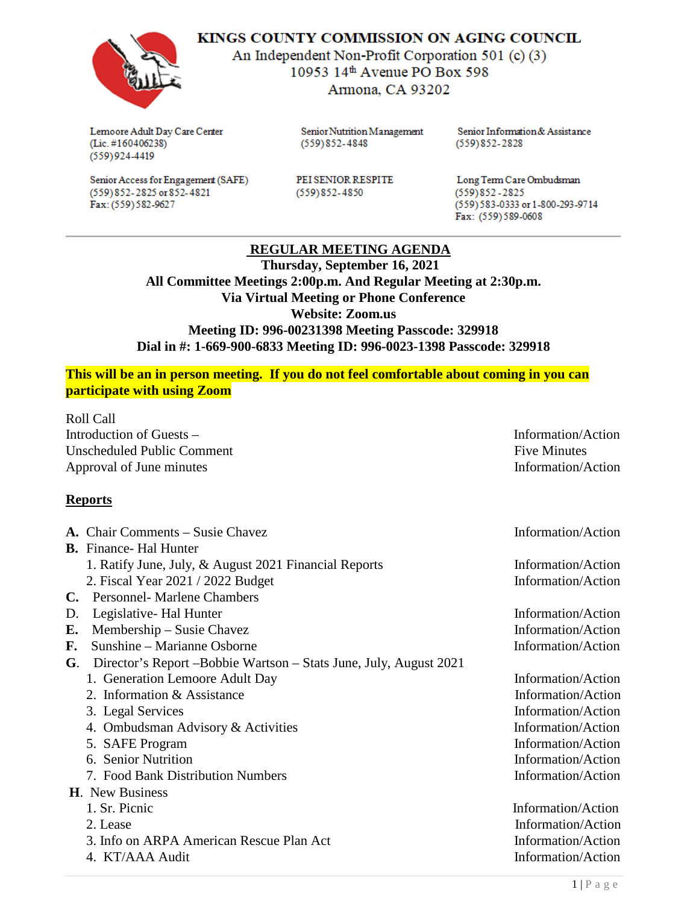# KINGS COUNTY COMMISSION ON AGING COUNCIL

An Independent Non-Profit Corporation 501 (c) (3)
10953 14th Avenue PO Box 598
Armona, CA 93202

Lemoore Adult Day Care Center
(Lic. #160406238)
(559)924-4419

Senior Nutrition Management
(559)852-4848

Senior Information & Assistance
(559)852-2828

Senior Access for Engagement (SAFE)
(559)852-2825 or 852-4821
Fax: (559)582-9627

PEI SENIOR RESPITE
(559)852-4850

Long Term Care Ombudsman
(559)852-2825
(559)583-0333 or 1-800-293-9714
Fax: (559)589-0608

---

## REGULAR MEETING AGENDA

**Thursday, September 16, 2021**
**All Committee Meetings 2:00p.m. And Regular Meeting at 2:30p.m.**
**Via Virtual Meeting or Phone Conference**
**Website: Zoom.us**
**Meeting ID: 996-00231398 Meeting Passcode: 329918**
**Dial in #: 1-669-900-6833 Meeting ID: 996-0023-1398 Passcode: 329918**

**This will be an in person meeting. If you do not feel comfortable about coming in you can participate with using Zoom**

| | |
|---|---|
| Roll Call | |
| Introduction of Guests – | Information/Action |
| Unscheduled Public Comment | Five Minutes |
| Approval of June minutes | Information/Action |

**Reports**

| | |
|---|---|
| **A.** Chair Comments – Susie Chavez | Information/Action |
| **B.** Finance- Hal Hunter | |
| 1. Ratify June, July, & August 2021 Financial Reports | Information/Action |
| 2. Fiscal Year 2021 / 2022 Budget | Information/Action |
| **C.** Personnel- Marlene Chambers | |
| D. Legislative- Hal Hunter | Information/Action |
| **E.** Membership – Susie Chavez | Information/Action |
| **F.** Sunshine – Marianne Osborne | Information/Action |
| **G.** Director's Report –Bobbie Wartson – Stats June, July, August 2021 | |
| 1. Generation Lemoore Adult Day | Information/Action |
| 2. Information & Assistance | Information/Action |
| 3. Legal Services | Information/Action |
| 4. Ombudsman Advisory & Activities | Information/Action |
| 5. SAFE Program | Information/Action |
| 6. Senior Nutrition | Information/Action |
| 7. Food Bank Distribution Numbers | Information/Action |
| **H.** New Business | |
| 1. Sr. Picnic | Information/Action |
| 2. Lease | Information/Action |
| 3. Info on ARPA American Rescue Plan Act | Information/Action |
| 4. KT/AAA Audit | Information/Action |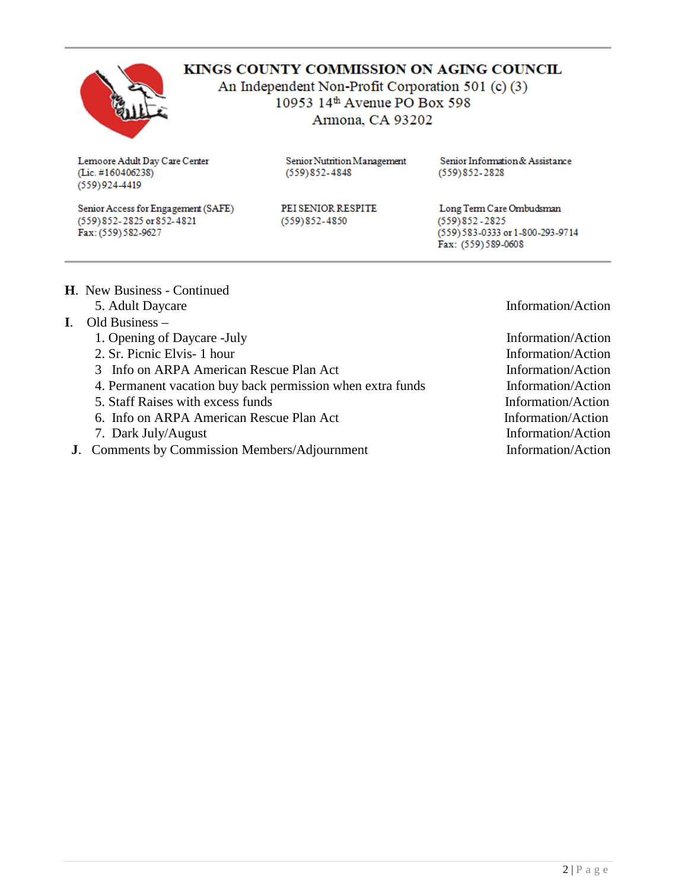# KINGS COUNTY COMMISSION ON AGING COUNCIL

An Independent Non-Profit Corporation 501 (c) (3)
10953 14th Avenue PO Box 598
Armona, CA 93202

Lemoore Adult Day Care Center
(Lic. #160406238)
(559)924-4419

Senior Nutrition Management
(559)852-4848

Senior Information & Assistance
(559)852-2828

Senior Access for Engagement (SAFE)
(559)852-2825 or 852-4821
Fax: (559)582-9627

PEI SENIOR RESPITE
(559)852-4850

Long Term Care Ombudsman
(559)852-2825
(559)583-0333 or 1-800-293-9714
Fax: (559)589-0608

| | |
|---|---|
| **H**. New Business - Continued | |
| 5. Adult Daycare | Information/Action |
| **I**. Old Business – | |
| 1. Opening of Daycare -July | Information/Action |
| 2. Sr. Picnic Elvis- 1 hour | Information/Action |
| 3 Info on ARPA American Rescue Plan Act | Information/Action |
| 4. Permanent vacation buy back permission when extra funds | Information/Action |
| 5. Staff Raises with excess funds | Information/Action |
| 6. Info on ARPA American Rescue Plan Act | Information/Action |
| 7. Dark July/August | Information/Action |
| **J**. Comments by Commission Members/Adjournment | Information/Action |